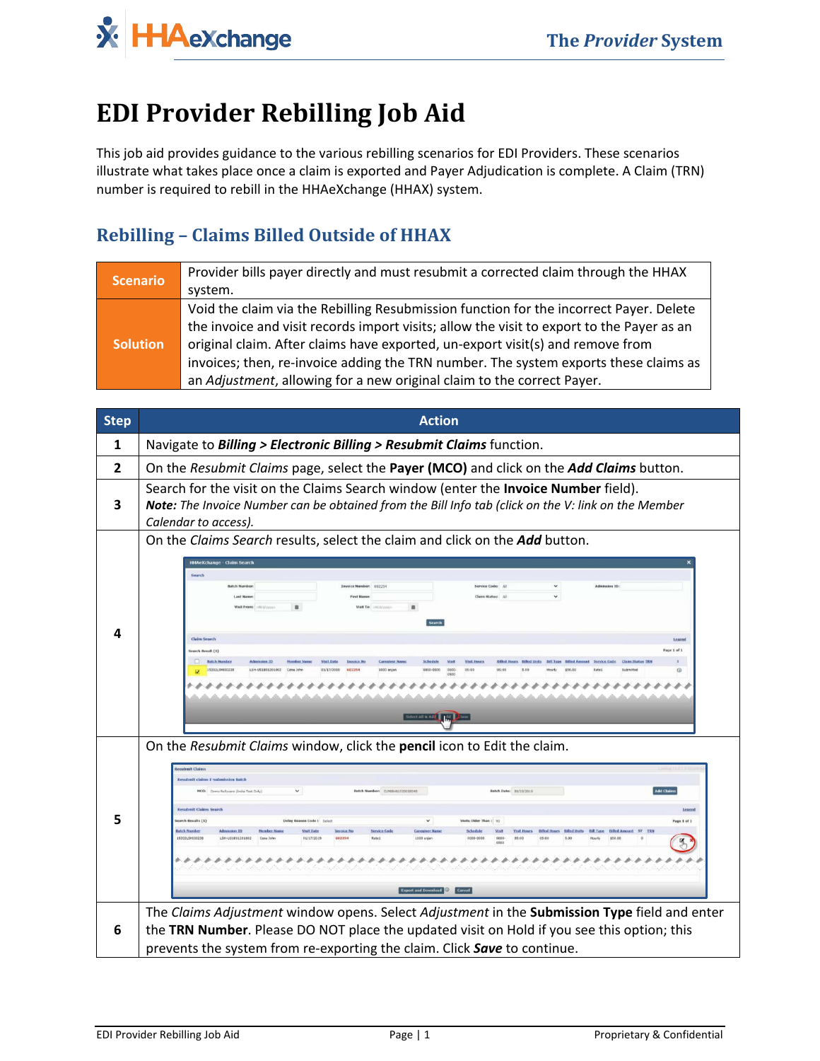# EDI Provider Rebilling Job Aid

This job aid provides guidance to the various rebilling scenarios for EDI Providers. These scenarios illustrate what takes place once a claim is exported and Payer Adjudication is complete. A Claim (TRN) number is required to rebill in the HHAeXchange (HHAX) system.

## Rebilling – Claims Billed Outside of HHAX

| | |
|---|---|
| **Scenario** | Provider bills payer directly and must resubmit a corrected claim through the HHAX system. |
| **Solution** | Void the claim via the Rebilling Resubmission function for the incorrect Payer. Delete the invoice and visit records import visits; allow the visit to export to the Payer as an original claim. After claims have exported, un-export visit(s) and remove from invoices; then, re-invoice adding the TRN number. The system exports these claims as an *Adjustment*, allowing for a new original claim to the correct Payer. |

| Step | Action |
|---|---|
| 1 | Navigate to ***Billing > Electronic Billing > Resubmit Claims*** function. |
| 2 | On the *Resubmit Claims* page, select the **Payer (MCO)** and click on the ***Add Claims*** button. |
| 3 | Search for the visit on the Claims Search window (enter the **Invoice Number** field). ***Note:*** *The Invoice Number can be obtained from the Bill Info tab (click on the V: link on the Member Calendar to access).* |
| 4 | On the *Claims Search* results, select the claim and click on the ***Add*** button. |
| 5 | On the *Resubmit Claims* window, click the **pencil** icon to Edit the claim. |
| 6 | The *Claims Adjustment* window opens. Select *Adjustment* in the **Submission Type** field and enter the **TRN Number**. Please DO NOT place the updated visit on Hold if you see this option; this prevents the system from re-exporting the claim. Click ***Save*** to continue. |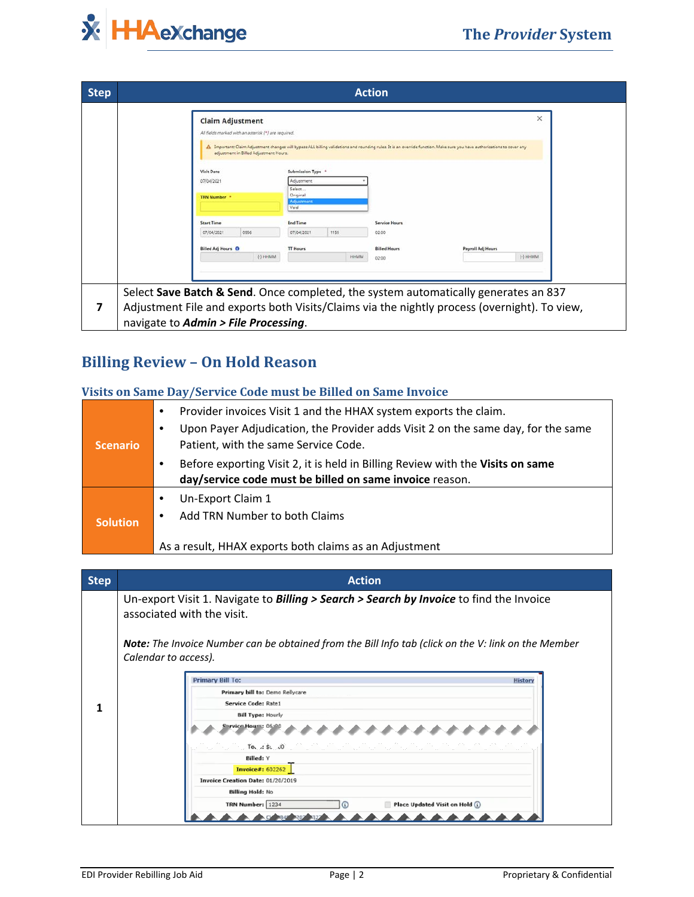| Step | Action |
|---|---|
| | |
| 7 | Select **Save Batch & Send**. Once completed, the system automatically generates an 837 Adjustment File and exports both Visits/Claims via the nightly process (overnight). To view, navigate to ***Admin > File Processing***. |

## Billing Review – On Hold Reason

### Visits on Same Day/Service Code must be Billed on Same Invoice

| | |
|---|---|
| **Scenario** | • Provider invoices Visit 1 and the HHAX system exports the claim.<br>• Upon Payer Adjudication, the Provider adds Visit 2 on the same day, for the same Patient, with the same Service Code.<br>• Before exporting Visit 2, it is held in Billing Review with the **Visits on same day/service code must be billed on same invoice** reason. |
| **Solution** | • Un-Export Claim 1<br>• Add TRN Number to both Claims<br><br>As a result, HHAX exports both claims as an Adjustment |

| Step | Action |
|---|---|
| 1 | Un-export Visit 1. Navigate to ***Billing > Search > Search by Invoice*** to find the Invoice associated with the visit.<br><br>***Note:*** *The Invoice Number can be obtained from the Bill Info tab (click on the V: link on the Member Calendar to access).* |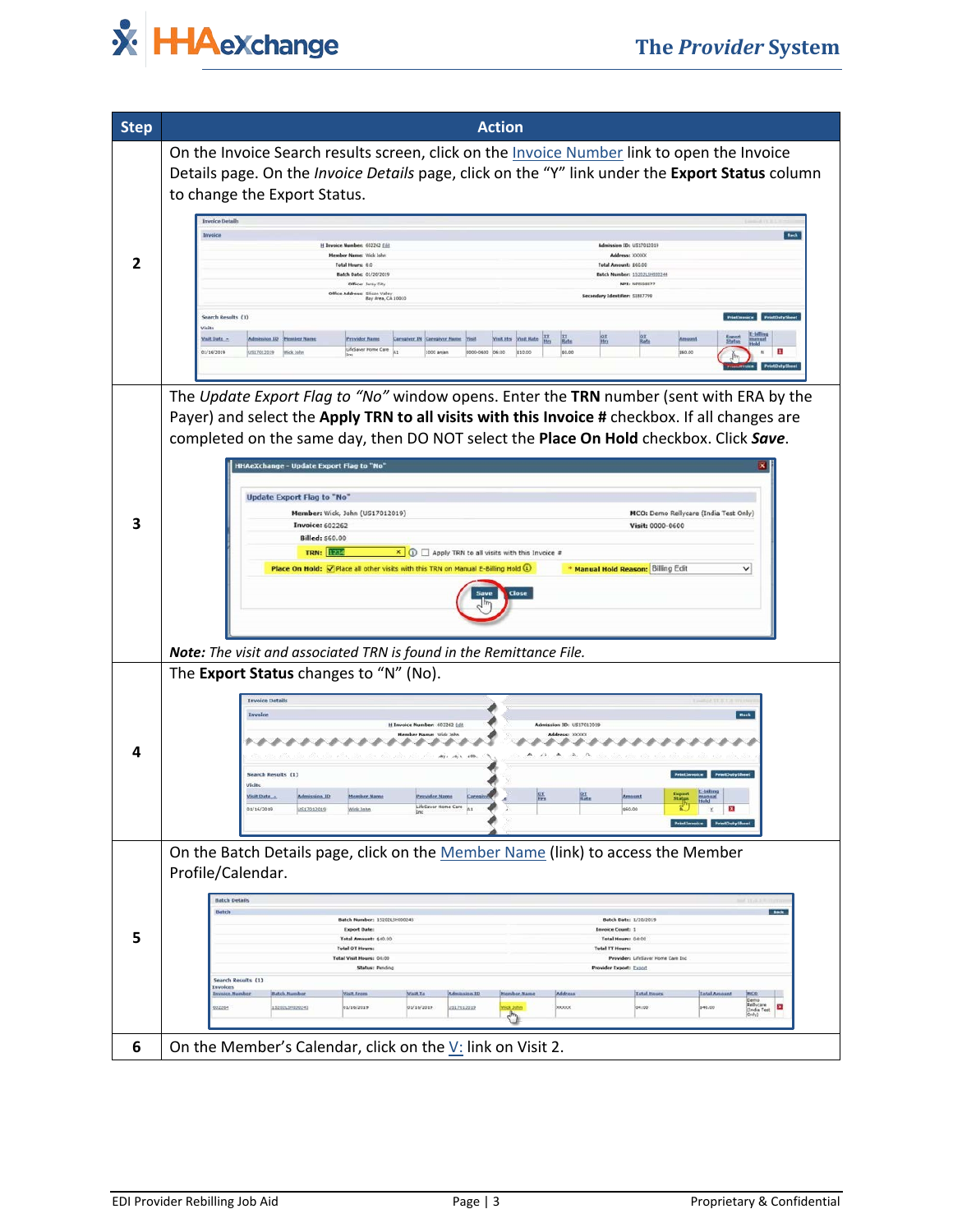| Step | Action |
|---|---|
| 2 | On the Invoice Search results screen, click on the Invoice Number link to open the Invoice Details page. On the *Invoice Details* page, click on the "Y" link under the **Export Status** column to change the Export Status. |
| 3 | The *Update Export Flag to "No"* window opens. Enter the **TRN** number (sent with ERA by the Payer) and select the **Apply TRN to all visits with this Invoice #** checkbox. If all changes are completed on the same day, then DO NOT select the **Place On Hold** checkbox. Click ***Save***.<br><br>***Note:*** *The visit and associated TRN is found in the Remittance File.* |
| 4 | The **Export Status** changes to "N" (No). |
| 5 | On the Batch Details page, click on the Member Name (link) to access the Member Profile/Calendar. |
| 6 | On the Member's Calendar, click on the V: link on Visit 2. |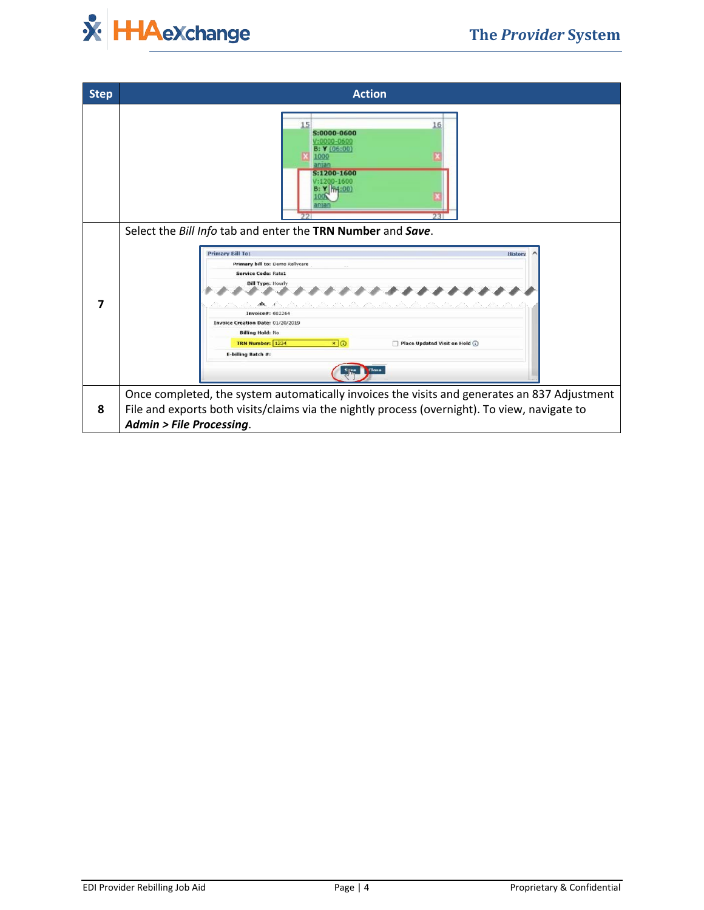| Step | Action |
|---|---|
| | |
| 7 | Select the *Bill Info* tab and enter the **TRN Number** and ***Save***. |
| 8 | Once completed, the system automatically invoices the visits and generates an 837 Adjustment File and exports both visits/claims via the nightly process (overnight). To view, navigate to ***Admin > File Processing***. |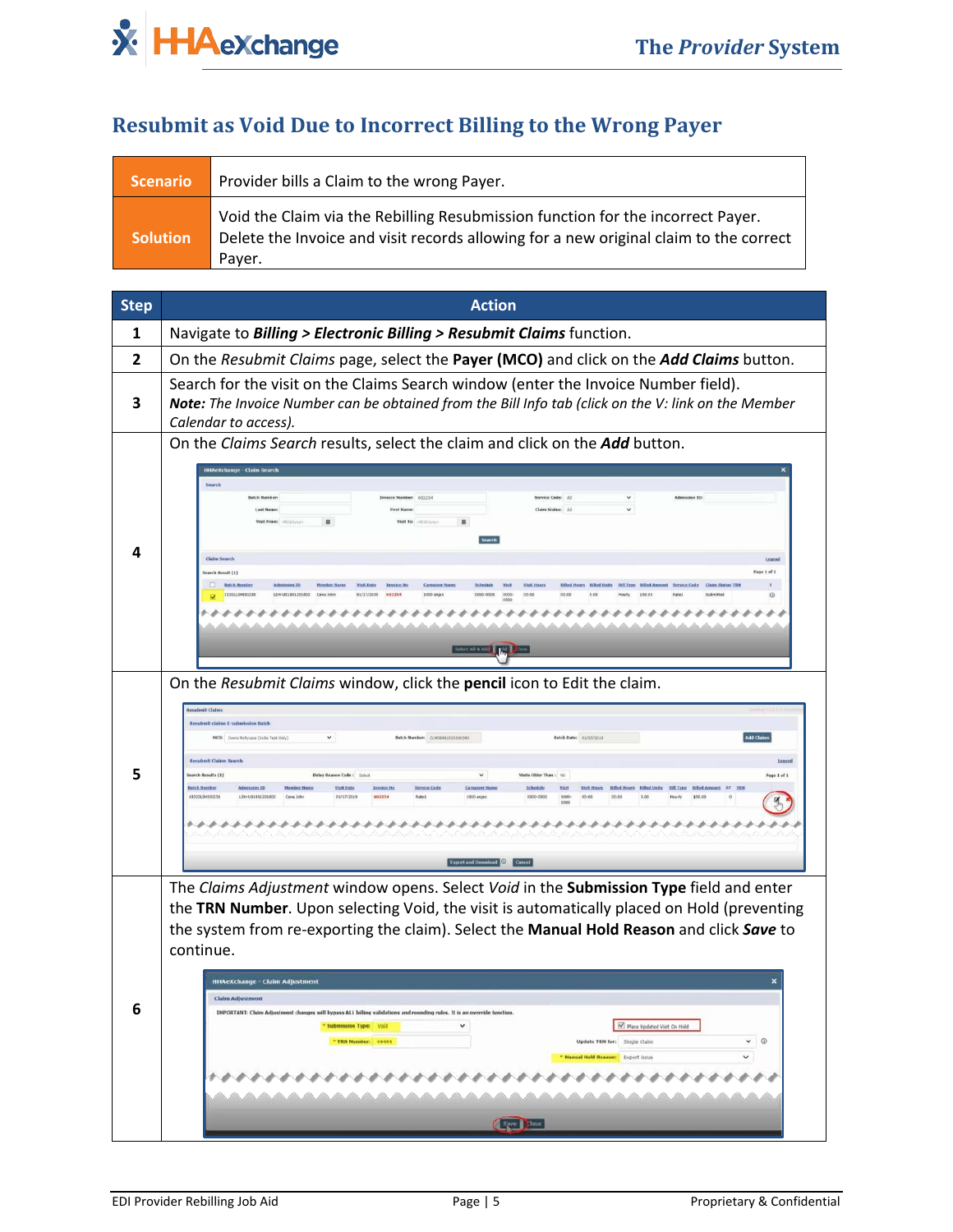## Resubmit as Void Due to Incorrect Billing to the Wrong Payer

| | |
|---|---|
| **Scenario** | Provider bills a Claim to the wrong Payer. |
| **Solution** | Void the Claim via the Rebilling Resubmission function for the incorrect Payer. Delete the Invoice and visit records allowing for a new original claim to the correct Payer. |

| Step | Action |
|---|---|
| 1 | Navigate to ***Billing > Electronic Billing > Resubmit Claims*** function. |
| 2 | On the *Resubmit Claims* page, select the **Payer (MCO)** and click on the ***Add Claims*** button. |
| 3 | Search for the visit on the Claims Search window (enter the Invoice Number field). ***Note:*** *The Invoice Number can be obtained from the Bill Info tab (click on the V: link on the Member Calendar to access).* |
| 4 | On the *Claims Search* results, select the claim and click on the ***Add*** button. |
| 5 | On the *Resubmit Claims* window, click the **pencil** icon to Edit the claim. |
| 6 | The *Claims Adjustment* window opens. Select *Void* in the **Submission Type** field and enter the **TRN Number**. Upon selecting Void, the visit is automatically placed on Hold (preventing the system from re-exporting the claim). Select the **Manual Hold Reason** and click ***Save*** to continue. |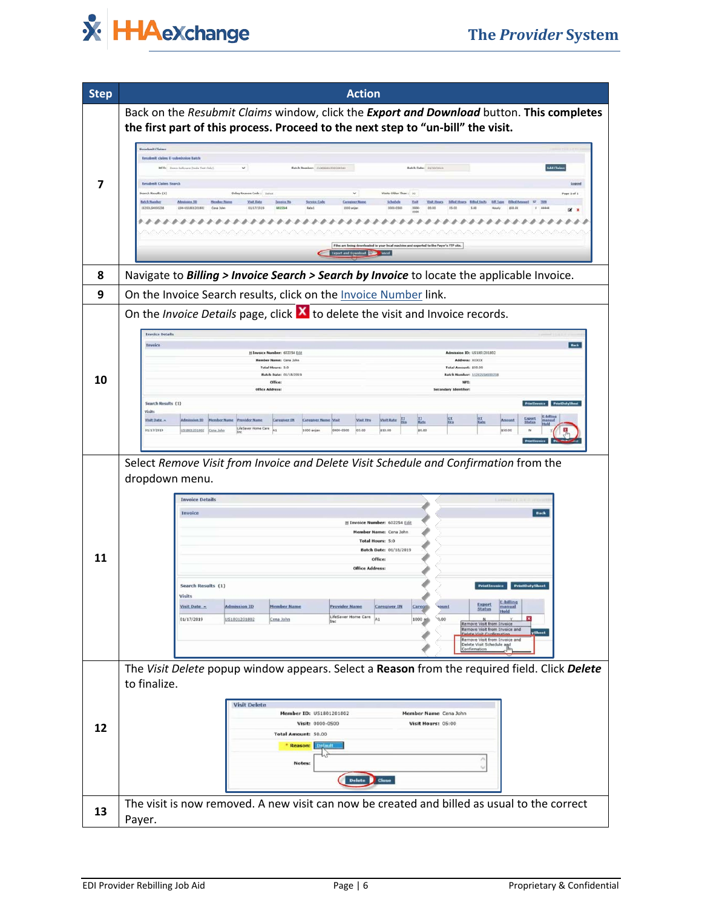| Step | Action |
|---|---|
| 7 | Back on the *Resubmit Claims* window, click the ***Export and Download*** button. **This completes the first part of this process. Proceed to the next step to "un-bill" the visit.** |
| 8 | Navigate to ***Billing > Invoice Search > Search by Invoice*** to locate the applicable Invoice. |
| 9 | On the Invoice Search results, click on the Invoice Number link. |
| 10 | On the *Invoice Details* page, click X to delete the visit and Invoice records. |
| 11 | Select *Remove Visit from Invoice and Delete Visit Schedule and Confirmation* from the dropdown menu. |
| 12 | The *Visit Delete* popup window appears. Select a **Reason** from the required field. Click ***Delete*** to finalize. |
| 13 | The visit is now removed. A new visit can now be created and billed as usual to the correct Payer. |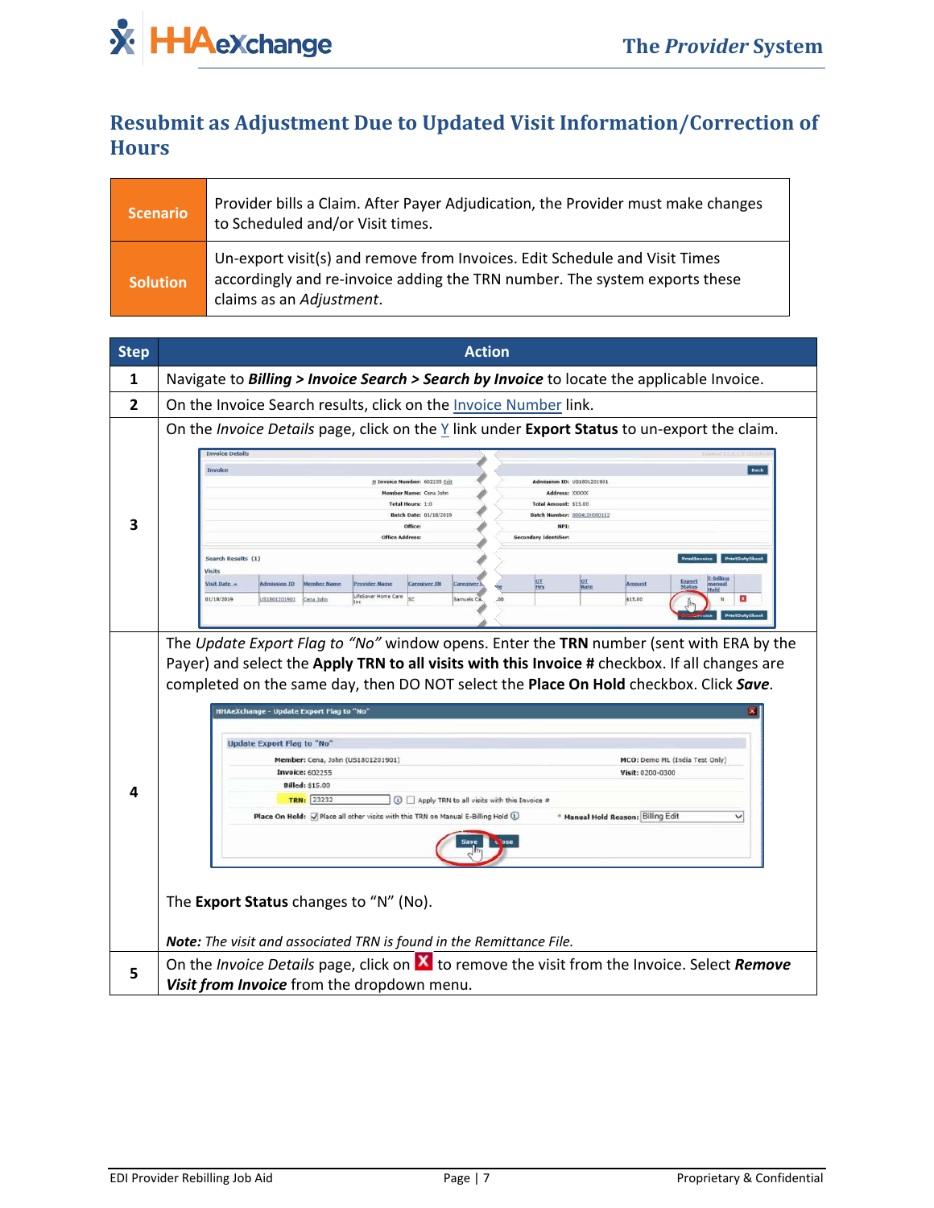## Resubmit as Adjustment Due to Updated Visit Information/Correction of Hours

| | |
|---|---|
| **Scenario** | Provider bills a Claim. After Payer Adjudication, the Provider must make changes to Scheduled and/or Visit times. |
| **Solution** | Un-export visit(s) and remove from Invoices. Edit Schedule and Visit Times accordingly and re-invoice adding the TRN number. The system exports these claims as an *Adjustment*. |

| Step | Action |
|---|---|
| 1 | Navigate to ***Billing > Invoice Search > Search by Invoice*** to locate the applicable Invoice. |
| 2 | On the Invoice Search results, click on the Invoice Number link. |
| 3 | On the *Invoice Details* page, click on the Y link under **Export Status** to un-export the claim. |
| 4 | The *Update Export Flag to "No"* window opens. Enter the **TRN** number (sent with ERA by the Payer) and select the **Apply TRN to all visits with this Invoice #** checkbox. If all changes are completed on the same day, then DO NOT select the **Place On Hold** checkbox. Click ***Save***.<br><br>The **Export Status** changes to "N" (No).<br><br>***Note:*** *The visit and associated TRN is found in the Remittance File.* |
| 5 | On the *Invoice Details* page, click on X to remove the visit from the Invoice. Select ***Remove Visit from Invoice*** from the dropdown menu. |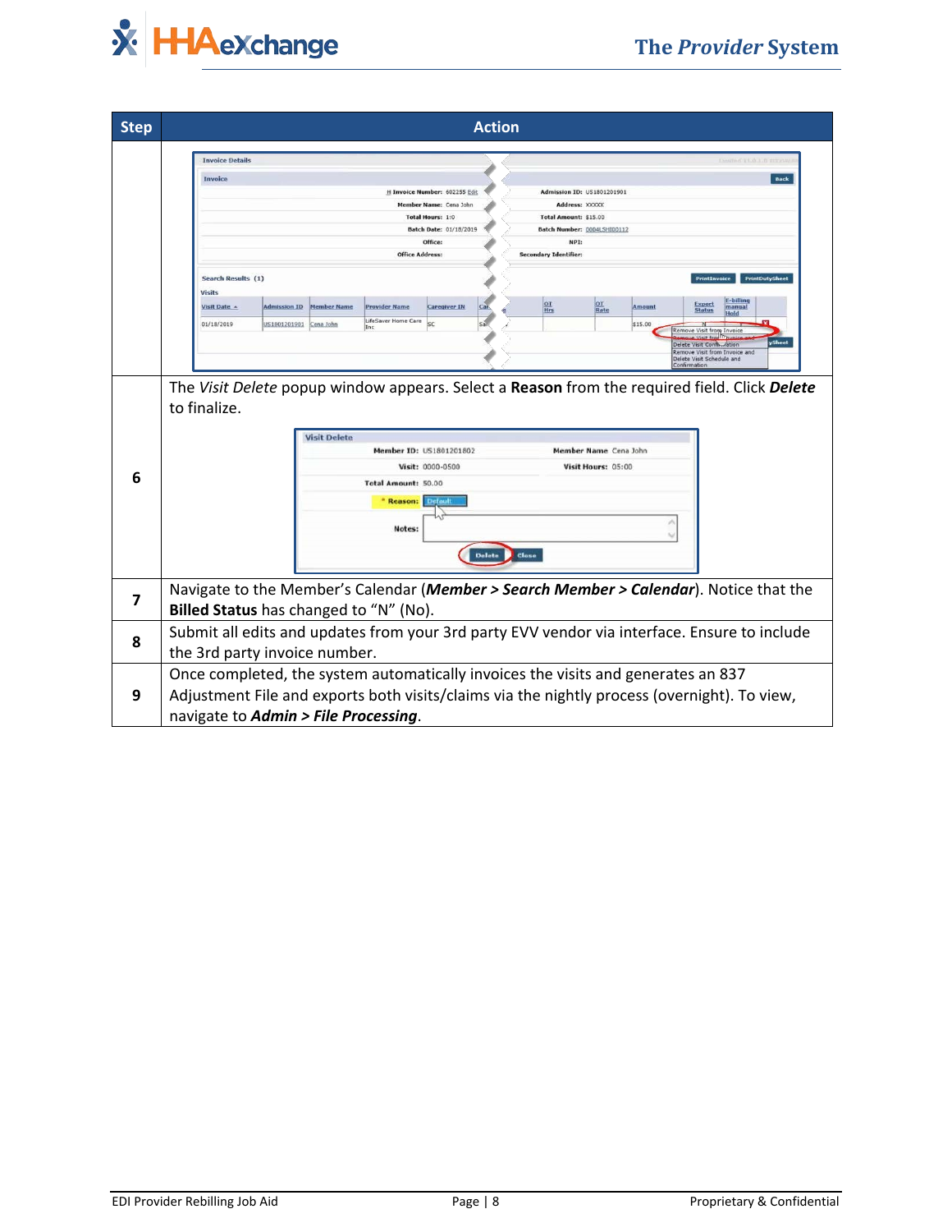| Step | Action |
| --- | --- |
| | |
| 6 | The *Visit Delete* popup window appears. Select a **Reason** from the required field. Click ***Delete*** to finalize. |
| 7 | Navigate to the Member's Calendar (***Member > Search Member > Calendar***). Notice that the **Billed Status** has changed to "N" (No). |
| 8 | Submit all edits and updates from your 3rd party EVV vendor via interface. Ensure to include the 3rd party invoice number. |
| 9 | Once completed, the system automatically invoices the visits and generates an 837 Adjustment File and exports both visits/claims via the nightly process (overnight). To view, navigate to ***Admin > File Processing***. |